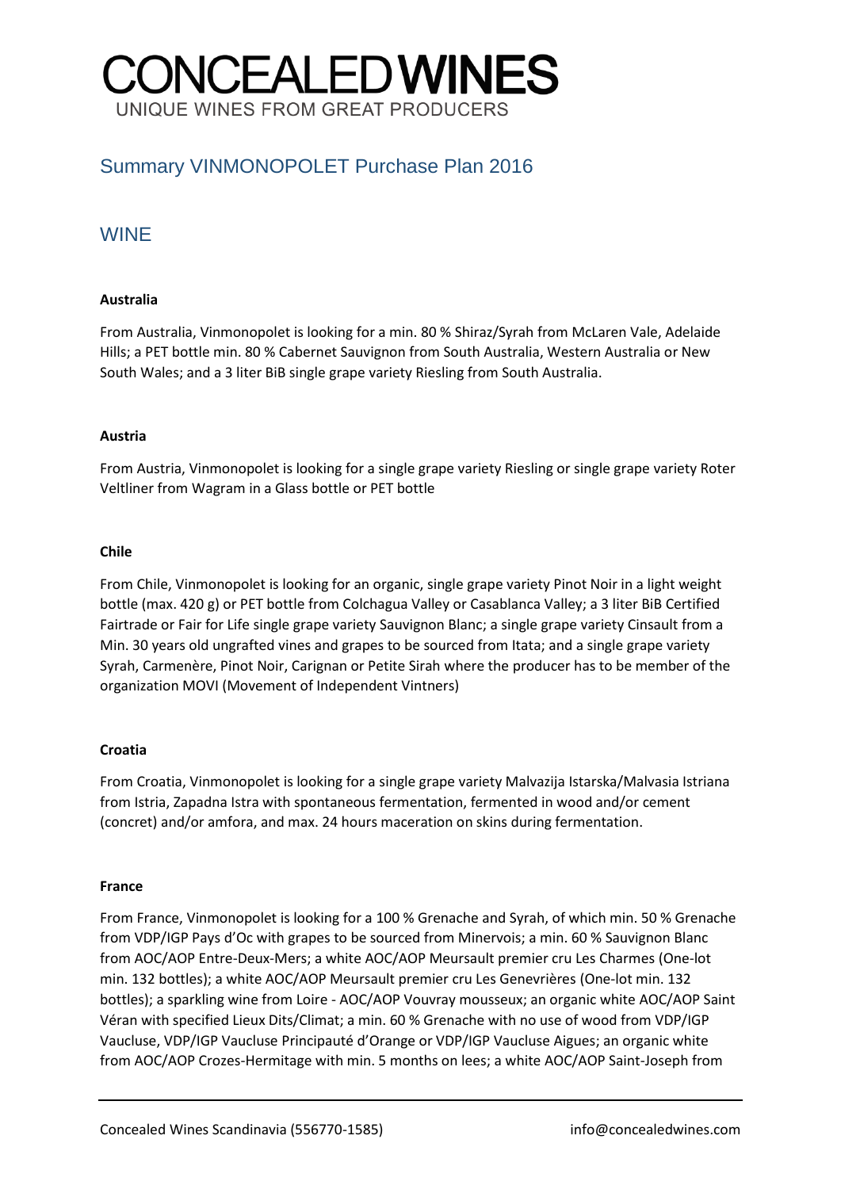# CONCEALED WINES

UNIQUE WINES FROM GREAT PRODUCERS

## Summary VINMONOPOLET Purchase Plan 2016

## WINE

**Australia**

From Australia, Vinmonopolet is looking for a min. 80 % Shiraz/Syrah from McLaren Vale, Adelaide Hills; a PET bottle min. 80 % Cabernet Sauvignon from South Australia, Western Australia or New South Wales; and a 3 liter BiB single grape variety Riesling from South Australia.

**Austria**

From Austria, Vinmonopolet is looking for a single grape variety Riesling or single grape variety Roter Veltliner from Wagram in a Glass bottle or PET bottle

**Chile**

From Chile, Vinmonopolet is looking for an organic, single grape variety Pinot Noir in a light weight bottle (max. 420 g) or PET bottle from Colchagua Valley or Casablanca Valley; a 3 liter BiB Certified Fairtrade or Fair for Life single grape variety Sauvignon Blanc; a single grape variety Cinsault from a Min. 30 years old ungrafted vines and grapes to be sourced from Itata; and a single grape variety Syrah, Carmenère, Pinot Noir, Carignan or Petite Sirah where the producer has to be member of the organization MOVI (Movement of Independent Vintners)

**Croatia**

From Croatia, Vinmonopolet is looking for a single grape variety Malvazija Istarska/Malvasia Istriana from Istria, Zapadna Istra with spontaneous fermentation, fermented in wood and/or cement (concrete) and/or amfora, and max. 24 hours maceration on skins during fermentation.

**France**

From France, Vinmonopolet is looking for a 100 % Grenache and Syrah, of which min. 50 % Grenache from VDP/IGP Pays d'Oc with grapes to be sourced from Minervois; a min. 60 % Sauvignon Blanc from AOC/AOP Entre-Deux-Mers; a white AOC/AOP Meursault premier cru Les Charmes (One-lot min. 132 bottles); a white AOC/AOP Meursault premier cru Les Genevrières (One-lot min. 132 bottles); a sparkling wine from Loire - AOC/AOP Vouvray mousseux; an organic white AOC/AOP Saint Véran with specified Lieux Dits/Climat; a min. 60 % Grenache with no use of wood from VDP/IGP Vaucluse, VDP/IGP Vaucluse Principauté d'Orange or VDP/IGP Vaucluse Aigues; an organic white from AOC/AOP Crozes-Hermitage with min. 5 months on lees; a white AOC/AOP Saint-Joseph from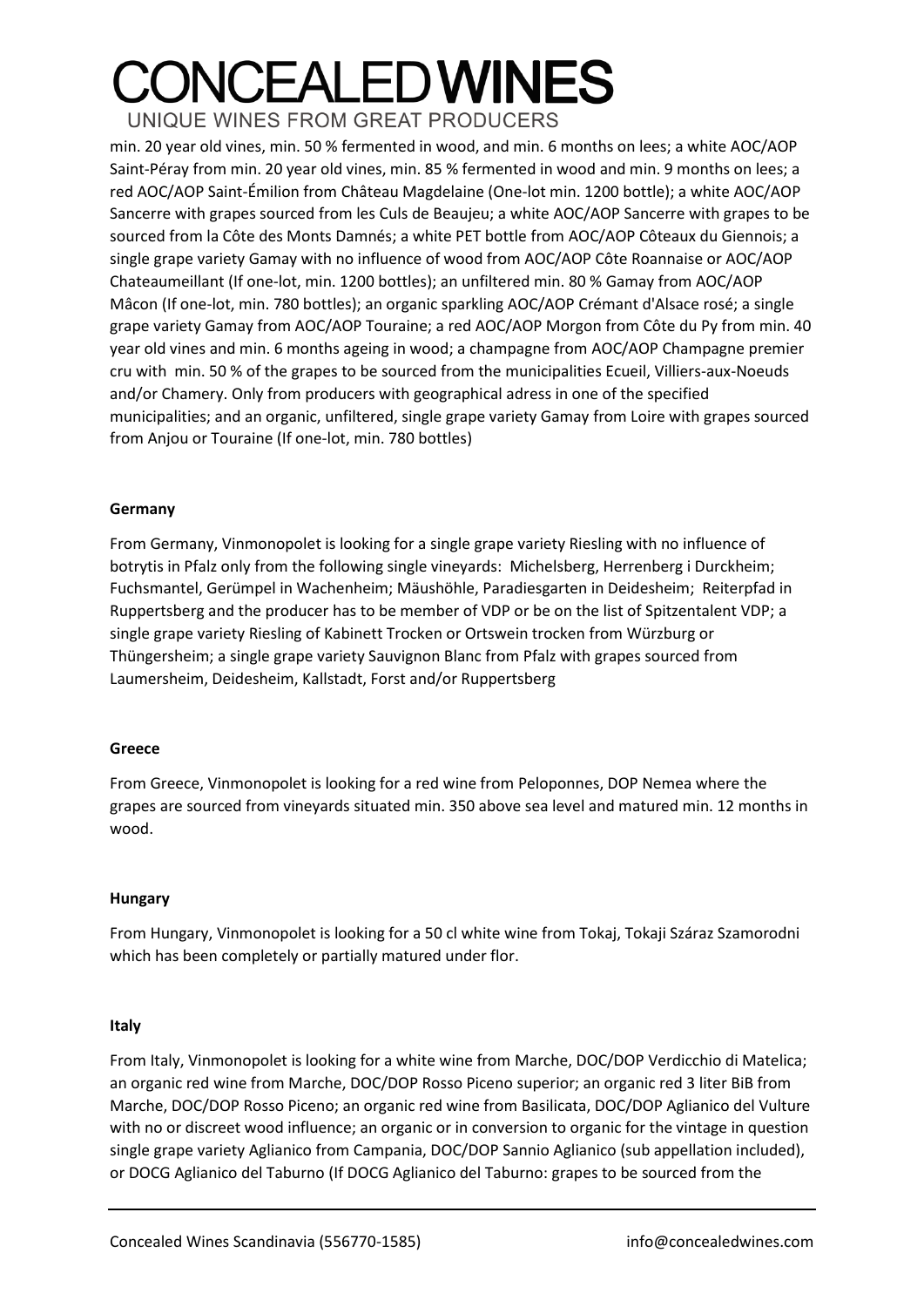min. 20 year old vines, min. 50 % fermented in wood, and min. 6 months on lees; a white AOC/AOP Saint-Péray from min. 20 year old vines, min. 85 % fermented in wood and min. 9 months on lees; a red AOC/AOP Saint-Émilion from Château Magdelaine (One-lot min. 1200 bottle); a white AOC/AOP Sancerre with grapes sourced from les Culs de Beaujeu; a white AOC/AOP Sancerre with grapes to be sourced from la Côte des Monts Damnés; a white PET bottle from AOC/AOP Côteaux du Giennois; a single grape variety Gamay with no influence of wood from AOC/AOP Côte Roannaise or AOC/AOP Chateaumeillant (If one-lot, min. 1200 bottles); an unfiltered min. 80 % Gamay from AOC/AOP Mâcon (If one-lot, min. 780 bottles); an organic sparkling AOC/AOP Crémant d'Alsace rosé; a single grape variety Gamay from AOC/AOP Touraine; a red AOC/AOP Morgon from Côte du Py from min. 40 year old vines and min. 6 months ageing in wood; a champagne from AOC/AOP Champagne premier cru with min. 50 % of the grapes to be sourced from the municipalities Ecueil, Villiers-aux-Noeuds and/or Chamery. Only from producers with geographical adress in one of the specified municipalities; and an organic, unfiltered, single grape variety Gamay from Loire with grapes sourced from Anjou or Touraine (If one-lot, min. 780 bottles)

**Germany**

From Germany, Vinmonopolet is looking for a single grape variety Riesling with no influence of botrytis in Pfalz only from the following single vineyards: Michelsberg, Herrenberg i Durckheim; Fuchsmantel, Gerümpel in Wachenheim; Mäushöhle, Paradiesgarten in Deidesheim; Reiterpfad in Ruppertsberg and the producer has to be member of VDP or be on the list of Spitzentalent VDP; a single grape variety Riesling of Kabinett Trocken or Ortswein trocken from Würzburg or Thüngersheim; a single grape variety Sauvignon Blanc from Pfalz with grapes sourced from Laumersheim, Deidesheim, Kallstadt, Forst and/or Ruppertsberg

**Greece**

From Greece, Vinmonopolet is looking for a red wine from Peloponnes, DOP Nemea where the grapes are sourced from vineyards situated min. 350 above sea level and matured min. 12 months in wood.

**Hungary**

From Hungary, Vinmonopolet is looking for a 50 cl white wine from Tokaj, Tokaji Száraz Szamorodni which has been completely or partially matured under flor.

**Italy**

From Italy, Vinmonopolet is looking for a white wine from Marche, DOC/DOP Verdicchio di Matelica; an organic red wine from Marche, DOC/DOP Rosso Piceno superior; an organic red 3 liter BiB from Marche, DOC/DOP Rosso Piceno; an organic red wine from Basilicata, DOC/DOP Aglianico del Vulture with no or discreet wood influence; an organic or in conversion to organic for the vintage in question single grape variety Aglianico from Campania, DOC/DOP Sannio Aglianico (sub appellation included), or DOCG Aglianico del Taburno (If DOCG Aglianico del Taburno: grapes to be sourced from the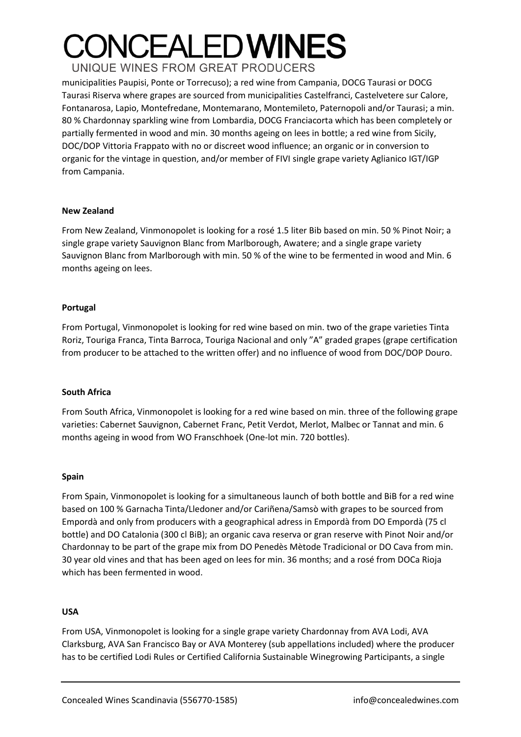municipalities Paupisi, Ponte or Torrecuso); a red wine from Campania, DOCG Taurasi or DOCG Taurasi Riserva where grapes are sourced from municipalities Castelfranci, Castelvetere sur Calore, Fontanarosa, Lapio, Montefredane, Montemarano, Montemileto, Paternopoli and/or Taurasi; a min. 80 % Chardonnay sparkling wine from Lombardia, DOCG Franciacorta which has been completely or partially fermented in wood and min. 30 months ageing on lees in bottle; a red wine from Sicily, DOC/DOP Vittoria Frappato with no or discreet wood influence; an organic or in conversion to organic for the vintage in question, and/or member of FIVI single grape variety Aglianico IGT/IGP from Campania.

**New Zealand**

From New Zealand, Vinmonopolet is looking for a rosé 1.5 liter Bib based on min. 50 % Pinot Noir; a single grape variety Sauvignon Blanc from Marlborough, Awatere; and a single grape variety Sauvignon Blanc from Marlborough with min. 50 % of the wine to be fermented in wood and Min. 6 months ageing on lees.

**Portugal**

From Portugal, Vinmonopolet is looking for red wine based on min. two of the grape varieties Tinta Roriz, Touriga Franca, Tinta Barroca, Touriga Nacional and only "A" graded grapes (grape certification from producer to be attached to the written offer) and no influence of wood from DOC/DOP Douro.

**South Africa**

From South Africa, Vinmonopolet is looking for a red wine based on min. three of the following grape varieties: Cabernet Sauvignon, Cabernet Franc, Petit Verdot, Merlot, Malbec or Tannat and min. 6 months ageing in wood from WO Franschhoek (One-lot min. 720 bottles).

**Spain**

From Spain, Vinmonopolet is looking for a simultaneous launch of both bottle and BiB for a red wine based on 100 % Garnacha Tinta/Lledoner and/or Cariñena/Samsò with grapes to be sourced from Empordà and only from producers with a geographical adress in Empordà from DO Empordà (75 cl bottle) and DO Catalonia (300 cl BiB); an organic cava reserva or gran reserve with Pinot Noir and/or Chardonnay to be part of the grape mix from DO Penedès Mètode Tradicional or DO Cava from min. 30 year old vines and that has been aged on lees for min. 36 months; and a rosé from DOCa Rioja which has been fermented in wood.

**USA**

From USA, Vinmonopolet is looking for a single grape variety Chardonnay from AVA Lodi, AVA Clarksburg, AVA San Francisco Bay or AVA Monterey (sub appellations included) where the producer has to be certified Lodi Rules or Certified California Sustainable Winegrowing Participants, a single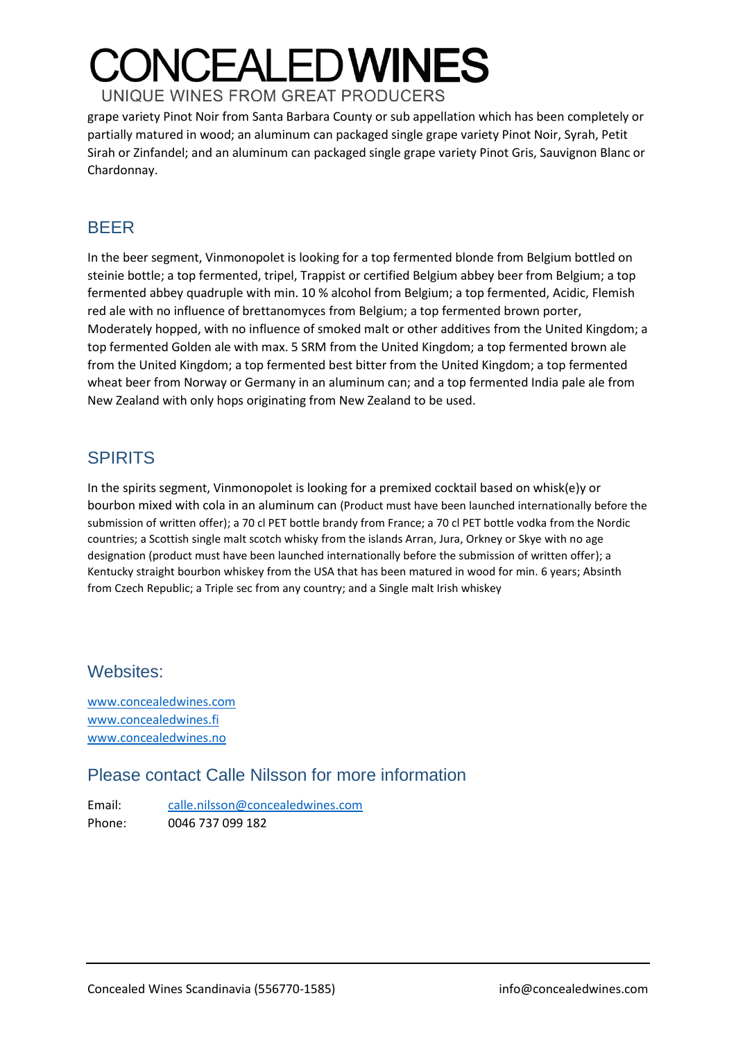grape variety Pinot Noir from Santa Barbara County or sub appellation which has been completely or partially matured in wood; an aluminum can packaged single grape variety Pinot Noir, Syrah, Petit Sirah or Zinfandel; and an aluminum can packaged single grape variety Pinot Gris, Sauvignon Blanc or Chardonnay.

## BEER

In the beer segment, Vinmonopolet is looking for a top fermented blonde from Belgium bottled on steinie bottle; a top fermented, tripel, Trappist or certified Belgium abbey beer from Belgium; a top fermented abbey quadruple with min. 10 % alcohol from Belgium; a top fermented, Acidic, Flemish red ale with no influence of brettanomyces from Belgium; a top fermented brown porter, Moderately hopped, with no influence of smoked malt or other additives from the United Kingdom; a top fermented Golden ale with max. 5 SRM from the United Kingdom; a top fermented brown ale from the United Kingdom; a top fermented best bitter from the United Kingdom; a top fermented wheat beer from Norway or Germany in an aluminum can; and a top fermented India pale ale from New Zealand with only hops originating from New Zealand to be used.

## SPIRITS

In the spirits segment, Vinmonopolet is looking for a premixed cocktail based on whisk(e)y or bourbon mixed with cola in an aluminum can (Product must have been launched internationally before the submission of written offer); a 70 cl PET bottle brandy from France; a 70 cl PET bottle vodka from the Nordic countries; a Scottish single malt scotch whisky from the islands Arran, Jura, Orkney or Skye with no age designation (product must have been launched internationally before the submission of written offer); a Kentucky straight bourbon whiskey from the USA that has been matured in wood for min. 6 years; Absinth from Czech Republic; a Triple sec from any country; and a Single malt Irish whiskey

## Websites:

www.concealedwines.com
www.concealedwines.fi
www.concealedwines.no

## Please contact Calle Nilsson for more information

Email: calle.nilsson@concealedwines.com
Phone: 0046 737 099 182